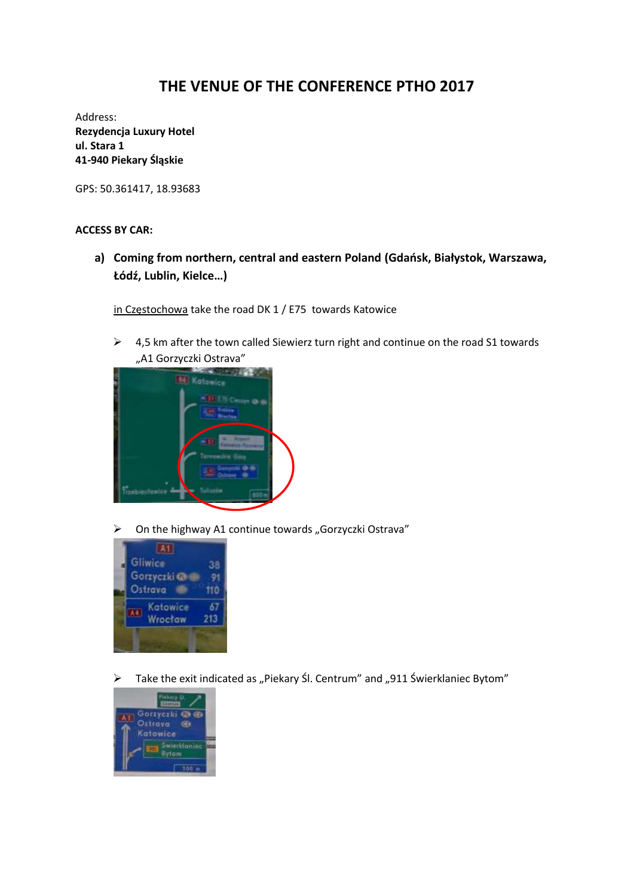# THE VENUE OF THE CONFERENCE PTHO 2017

Address:
**Rezydencja Luxury Hotel**
**ul. Stara 1**
**41-940 Piekary Śląskie**

GPS: 50.361417, 18.93683

**ACCESS BY CAR:**

**a) Coming from northern, central and eastern Poland (Gdańsk, Białystok, Warszawa, Łódź, Lublin, Kielce…)**

<u>in Częstochowa</u> take the road DK 1 / E75 towards Katowice

- 4,5 km after the town called Siewierz turn right and continue on the road S1 towards „A1 Gorzyczki Ostrava"
- On the highway A1 continue towards „Gorzyczki Ostrava"
- Take the exit indicated as „Piekary Śl. Centrum" and „911 Świerklaniec Bytom"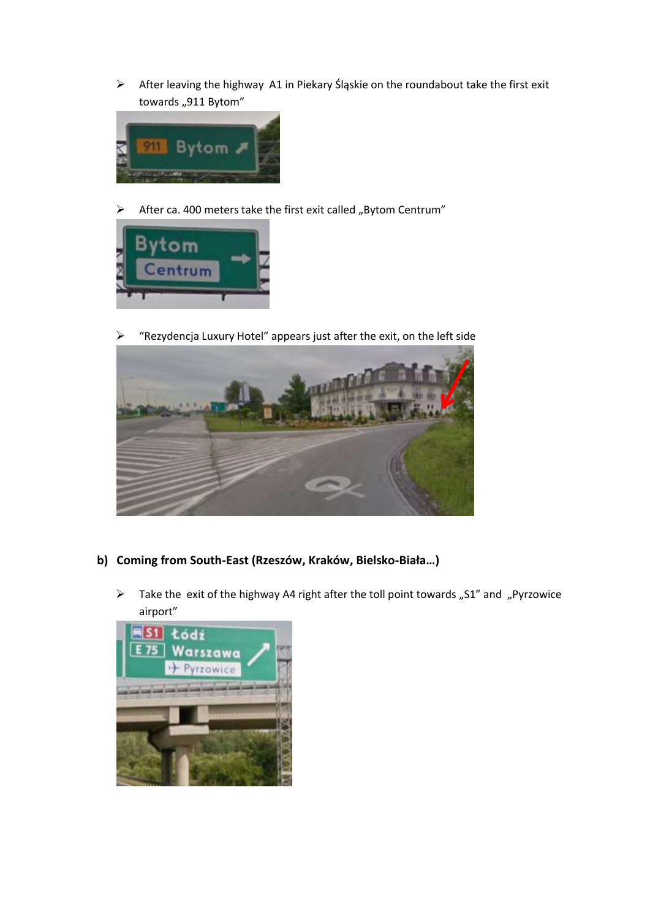- After leaving the highway  A1 in Piekary Śląskie on the roundabout take the first exit towards „911 Bytom”

- After ca. 400 meters take the first exit called „Bytom Centrum”

- “Rezydencja Luxury Hotel” appears just after the exit, on the left side

## b) Coming from South-East (Rzeszów, Kraków, Bielsko-Biała…)

- Take the  exit of the highway A4 right after the toll point towards „S1” and  „Pyrzowice airport”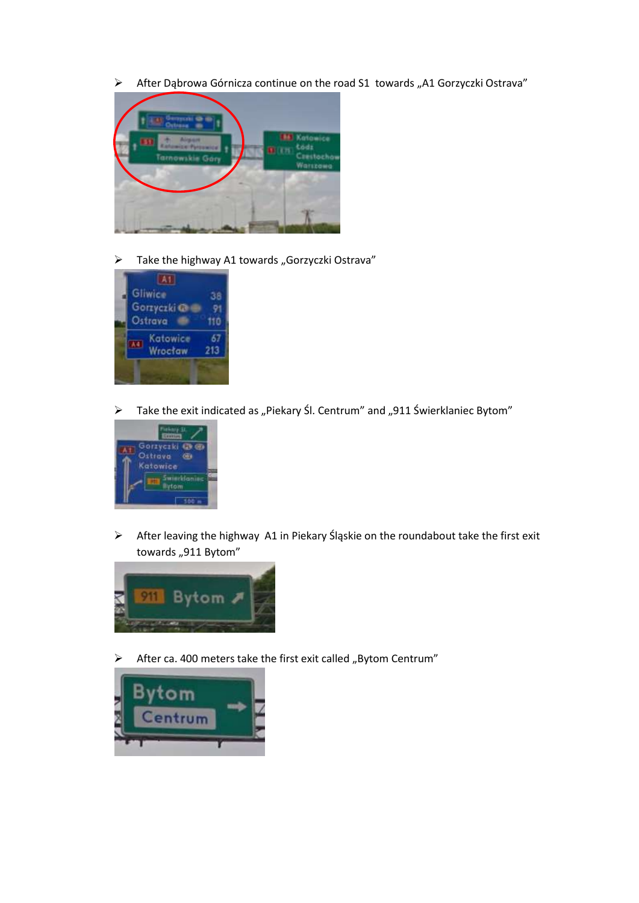- After Dąbrowa Górnicza continue on the road S1 towards „A1 Gorzyczki Ostrava"

- Take the highway A1 towards „Gorzyczki Ostrava"

- Take the exit indicated as „Piekary Śl. Centrum" and „911 Świerklaniec Bytom"

- After leaving the highway A1 in Piekary Śląskie on the roundabout take the first exit towards „911 Bytom"

- After ca. 400 meters take the first exit called „Bytom Centrum"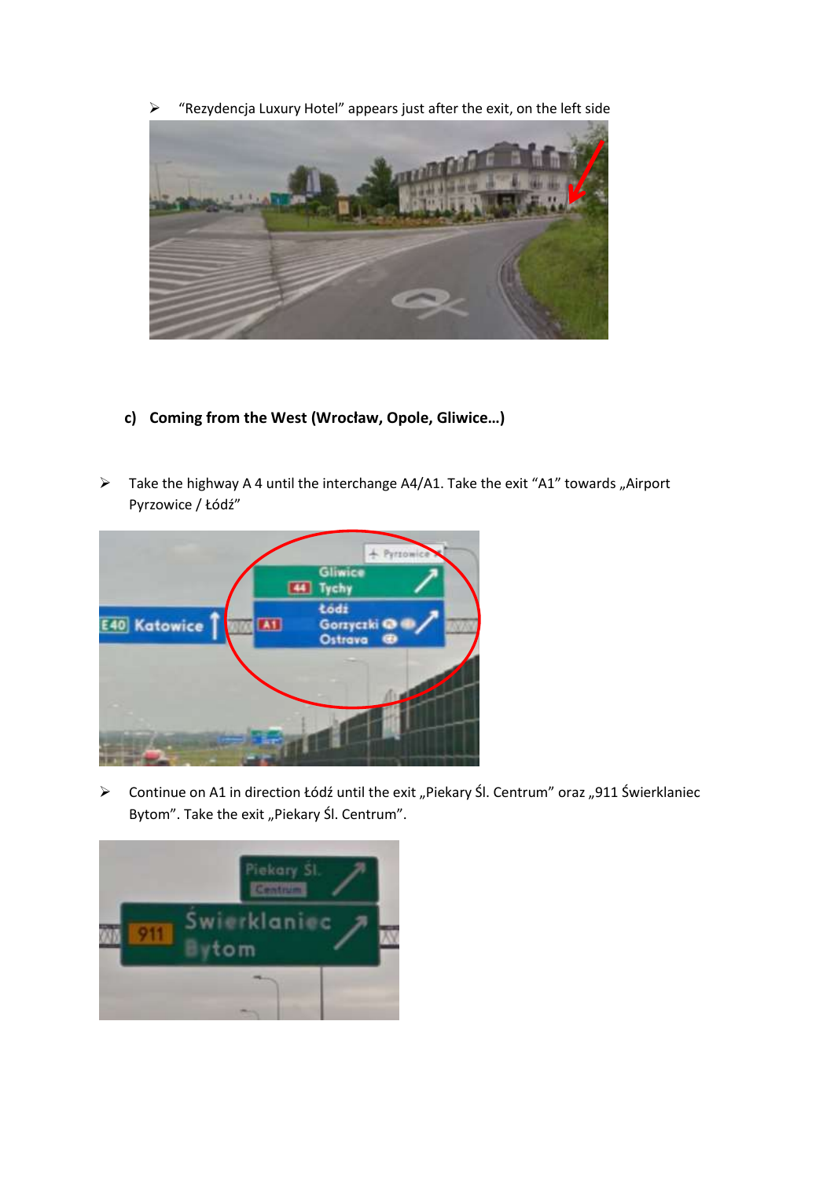- "Rezydencja Luxury Hotel" appears just after the exit, on the left side

### c) Coming from the West (Wrocław, Opole, Gliwice…)

- Take the highway A 4 until the interchange A4/A1. Take the exit "A1" towards „Airport Pyrzowice / Łódź"

- Continue on A1 in direction Łódź until the exit „Piekary Śl. Centrum" oraz „911 Świerklaniec Bytom". Take the exit „Piekary Śl. Centrum".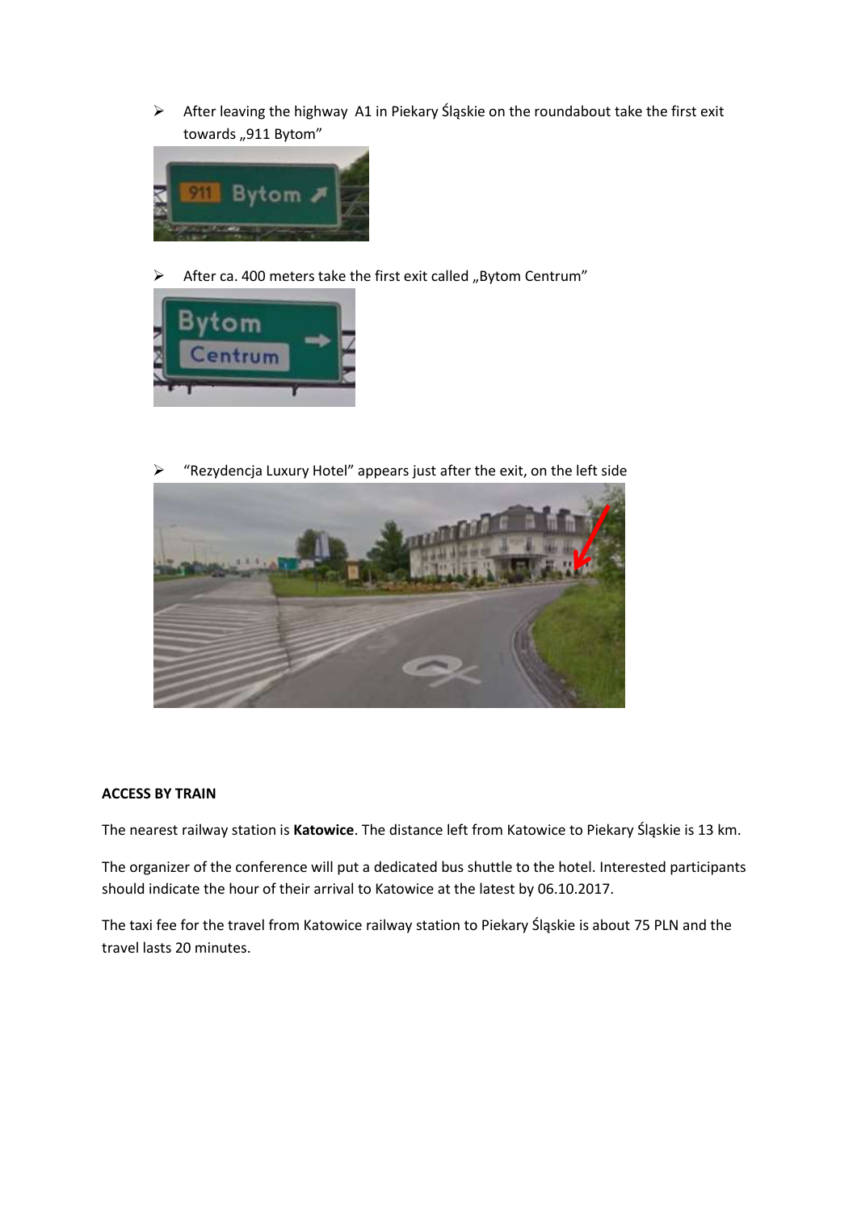- After leaving the highway A1 in Piekary Śląskie on the roundabout take the first exit towards „911 Bytom"
- After ca. 400 meters take the first exit called „Bytom Centrum"
- "Rezydencja Luxury Hotel" appears just after the exit, on the left side

**ACCESS BY TRAIN**

The nearest railway station is **Katowice**. The distance left from Katowice to Piekary Śląskie is 13 km.

The organizer of the conference will put a dedicated bus shuttle to the hotel. Interested participants should indicate the hour of their arrival to Katowice at the latest by 06.10.2017.

The taxi fee for the travel from Katowice railway station to Piekary Śląskie is about 75 PLN and the travel lasts 20 minutes.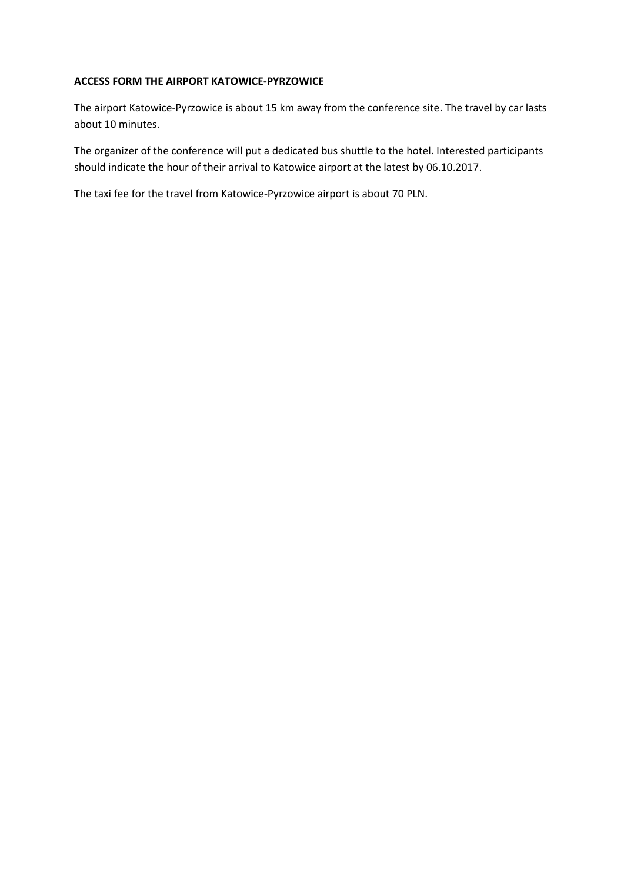**ACCESS FORM THE AIRPORT KATOWICE-PYRZOWICE**

The airport Katowice-Pyrzowice is about 15 km away from the conference site. The travel by car lasts about 10 minutes.

The organizer of the conference will put a dedicated bus shuttle to the hotel. Interested participants should indicate the hour of their arrival to Katowice airport at the latest by 06.10.2017.

The taxi fee for the travel from Katowice-Pyrzowice airport is about 70 PLN.